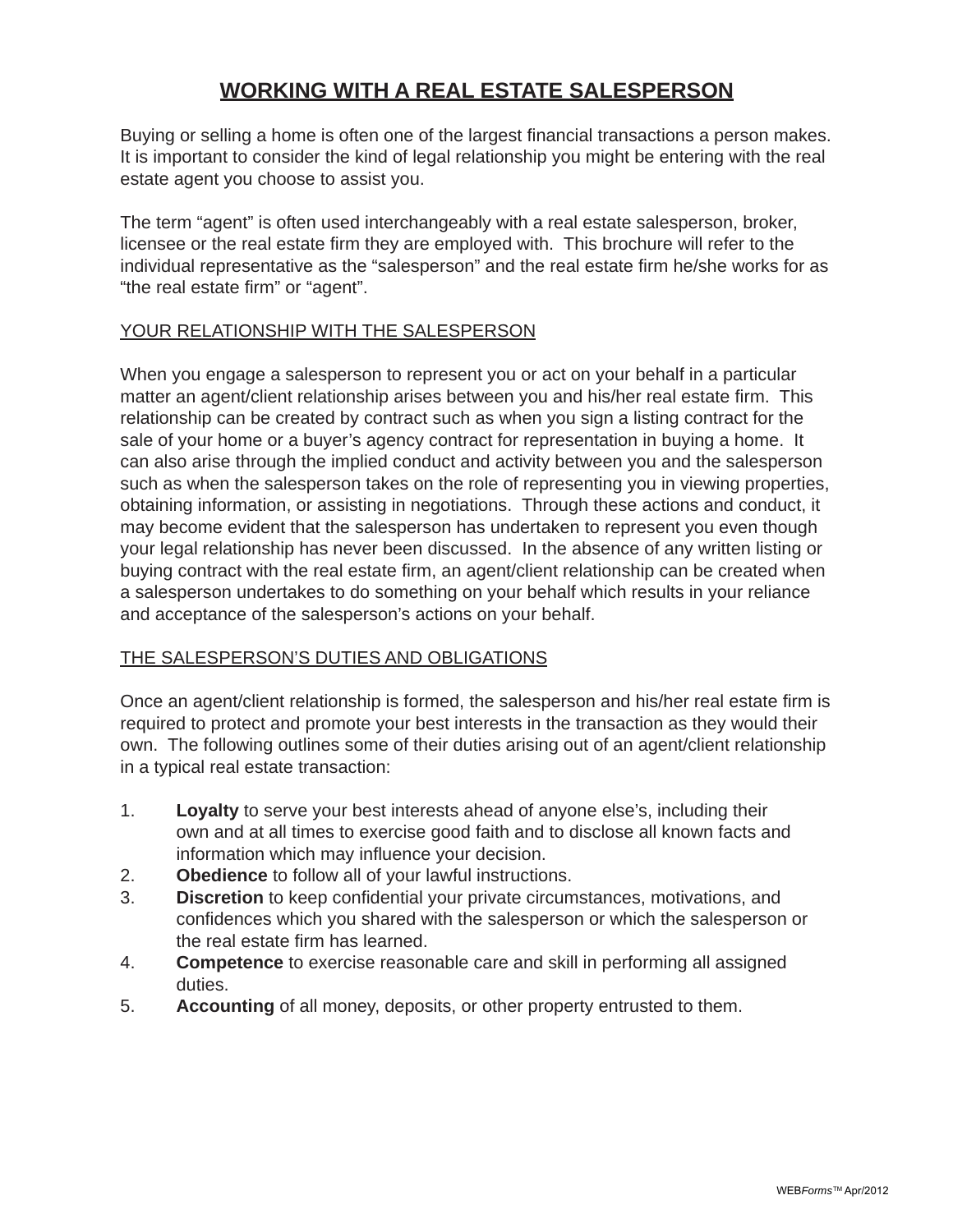# WORKING WITH A REAL ESTATE SALESPERSON

Buying or selling a home is often one of the largest financial transactions a person makes. It is important to consider the kind of legal relationship you might be entering with the real estate agent you choose to assist you.

The term "agent" is often used interchangeably with a real estate salesperson, broker, licensee or the real estate firm they are employed with. This brochure will refer to the individual representative as the "salesperson" and the real estate firm he/she works for as "the real estate firm" or "agent".

## YOUR RELATIONSHIP WITH THE SALESPERSON

When you engage a salesperson to represent you or act on your behalf in a particular matter an agent/client relationship arises between you and his/her real estate firm. This relationship can be created by contract such as when you sign a listing contract for the sale of your home or a buyer's agency contract for representation in buying a home. It can also arise through the implied conduct and activity between you and the salesperson such as when the salesperson takes on the role of representing you in viewing properties, obtaining information, or assisting in negotiations. Through these actions and conduct, it may become evident that the salesperson has undertaken to represent you even though your legal relationship has never been discussed. In the absence of any written listing or buying contract with the real estate firm, an agent/client relationship can be created when a salesperson undertakes to do something on your behalf which results in your reliance and acceptance of the salesperson's actions on your behalf.

## THE SALESPERSON'S DUTIES AND OBLIGATIONS

Once an agent/client relationship is formed, the salesperson and his/her real estate firm is required to protect and promote your best interests in the transaction as they would their own. The following outlines some of their duties arising out of an agent/client relationship in a typical real estate transaction:

1. **Loyalty** to serve your best interests ahead of anyone else's, including their own and at all times to exercise good faith and to disclose all known facts and information which may influence your decision.
2. **Obedience** to follow all of your lawful instructions.
3. **Discretion** to keep confidential your private circumstances, motivations, and confidences which you shared with the salesperson or which the salesperson or the real estate firm has learned.
4. **Competence** to exercise reasonable care and skill in performing all assigned duties.
5. **Accounting** of all money, deposits, or other property entrusted to them.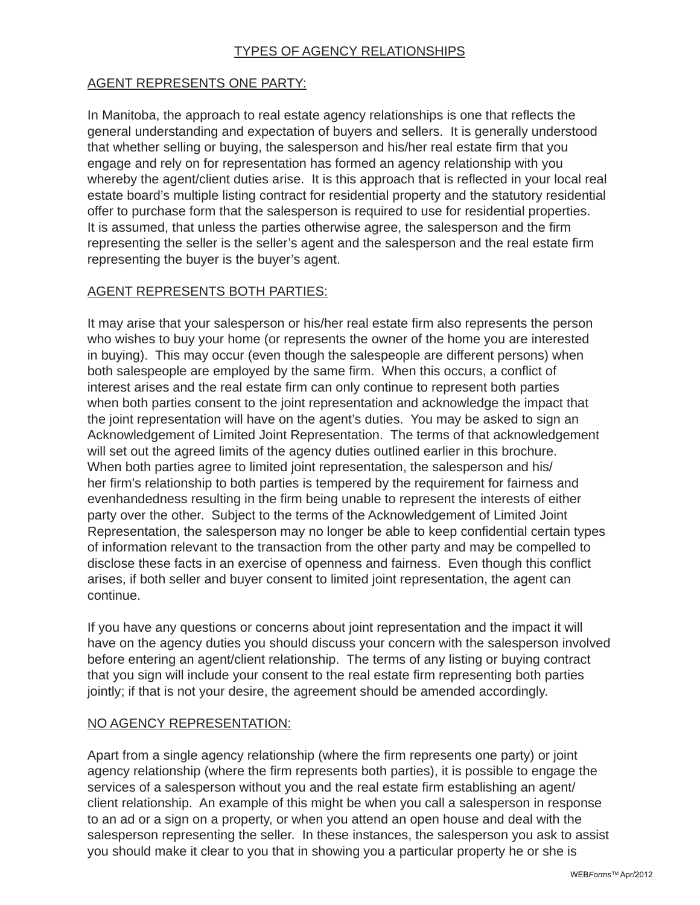## TYPES OF AGENCY RELATIONSHIPS

### AGENT REPRESENTS ONE PARTY:

In Manitoba, the approach to real estate agency relationships is one that reflects the general understanding and expectation of buyers and sellers. It is generally understood that whether selling or buying, the salesperson and his/her real estate firm that you engage and rely on for representation has formed an agency relationship with you whereby the agent/client duties arise. It is this approach that is reflected in your local real estate board's multiple listing contract for residential property and the statutory residential offer to purchase form that the salesperson is required to use for residential properties. It is assumed, that unless the parties otherwise agree, the salesperson and the firm representing the seller is the seller's agent and the salesperson and the real estate firm representing the buyer is the buyer's agent.

### AGENT REPRESENTS BOTH PARTIES:

It may arise that your salesperson or his/her real estate firm also represents the person who wishes to buy your home (or represents the owner of the home you are interested in buying). This may occur (even though the salespeople are different persons) when both salespeople are employed by the same firm. When this occurs, a conflict of interest arises and the real estate firm can only continue to represent both parties when both parties consent to the joint representation and acknowledge the impact that the joint representation will have on the agent's duties. You may be asked to sign an Acknowledgement of Limited Joint Representation. The terms of that acknowledgement will set out the agreed limits of the agency duties outlined earlier in this brochure. When both parties agree to limited joint representation, the salesperson and his/her firm's relationship to both parties is tempered by the requirement for fairness and evenhandedness resulting in the firm being unable to represent the interests of either party over the other. Subject to the terms of the Acknowledgement of Limited Joint Representation, the salesperson may no longer be able to keep confidential certain types of information relevant to the transaction from the other party and may be compelled to disclose these facts in an exercise of openness and fairness. Even though this conflict arises, if both seller and buyer consent to limited joint representation, the agent can continue.

If you have any questions or concerns about joint representation and the impact it will have on the agency duties you should discuss your concern with the salesperson involved before entering an agent/client relationship. The terms of any listing or buying contract that you sign will include your consent to the real estate firm representing both parties jointly; if that is not your desire, the agreement should be amended accordingly.

### NO AGENCY REPRESENTATION:

Apart from a single agency relationship (where the firm represents one party) or joint agency relationship (where the firm represents both parties), it is possible to engage the services of a salesperson without you and the real estate firm establishing an agent/client relationship. An example of this might be when you call a salesperson in response to an ad or a sign on a property, or when you attend an open house and deal with the salesperson representing the seller. In these instances, the salesperson you ask to assist you should make it clear to you that in showing you a particular property he or she is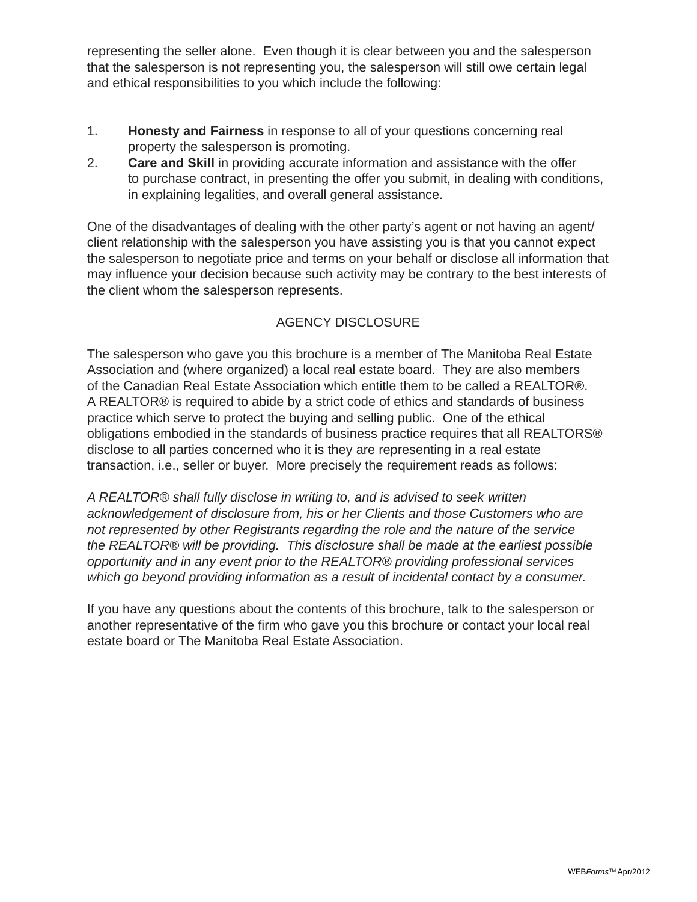representing the seller alone. Even though it is clear between you and the salesperson that the salesperson is not representing you, the salesperson will still owe certain legal and ethical responsibilities to you which include the following:

1. **Honesty and Fairness** in response to all of your questions concerning real property the salesperson is promoting.
2. **Care and Skill** in providing accurate information and assistance with the offer to purchase contract, in presenting the offer you submit, in dealing with conditions, in explaining legalities, and overall general assistance.

One of the disadvantages of dealing with the other party's agent or not having an agent/client relationship with the salesperson you have assisting you is that you cannot expect the salesperson to negotiate price and terms on your behalf or disclose all information that may influence your decision because such activity may be contrary to the best interests of the client whom the salesperson represents.

## AGENCY DISCLOSURE

The salesperson who gave you this brochure is a member of The Manitoba Real Estate Association and (where organized) a local real estate board. They are also members of the Canadian Real Estate Association which entitle them to be called a REALTOR®. A REALTOR® is required to abide by a strict code of ethics and standards of business practice which serve to protect the buying and selling public. One of the ethical obligations embodied in the standards of business practice requires that all REALTORS® disclose to all parties concerned who it is they are representing in a real estate transaction, i.e., seller or buyer. More precisely the requirement reads as follows:

*A REALTOR® shall fully disclose in writing to, and is advised to seek written acknowledgement of disclosure from, his or her Clients and those Customers who are not represented by other Registrants regarding the role and the nature of the service the REALTOR® will be providing. This disclosure shall be made at the earliest possible opportunity and in any event prior to the REALTOR® providing professional services which go beyond providing information as a result of incidental contact by a consumer.*

If you have any questions about the contents of this brochure, talk to the salesperson or another representative of the firm who gave you this brochure or contact your local real estate board or The Manitoba Real Estate Association.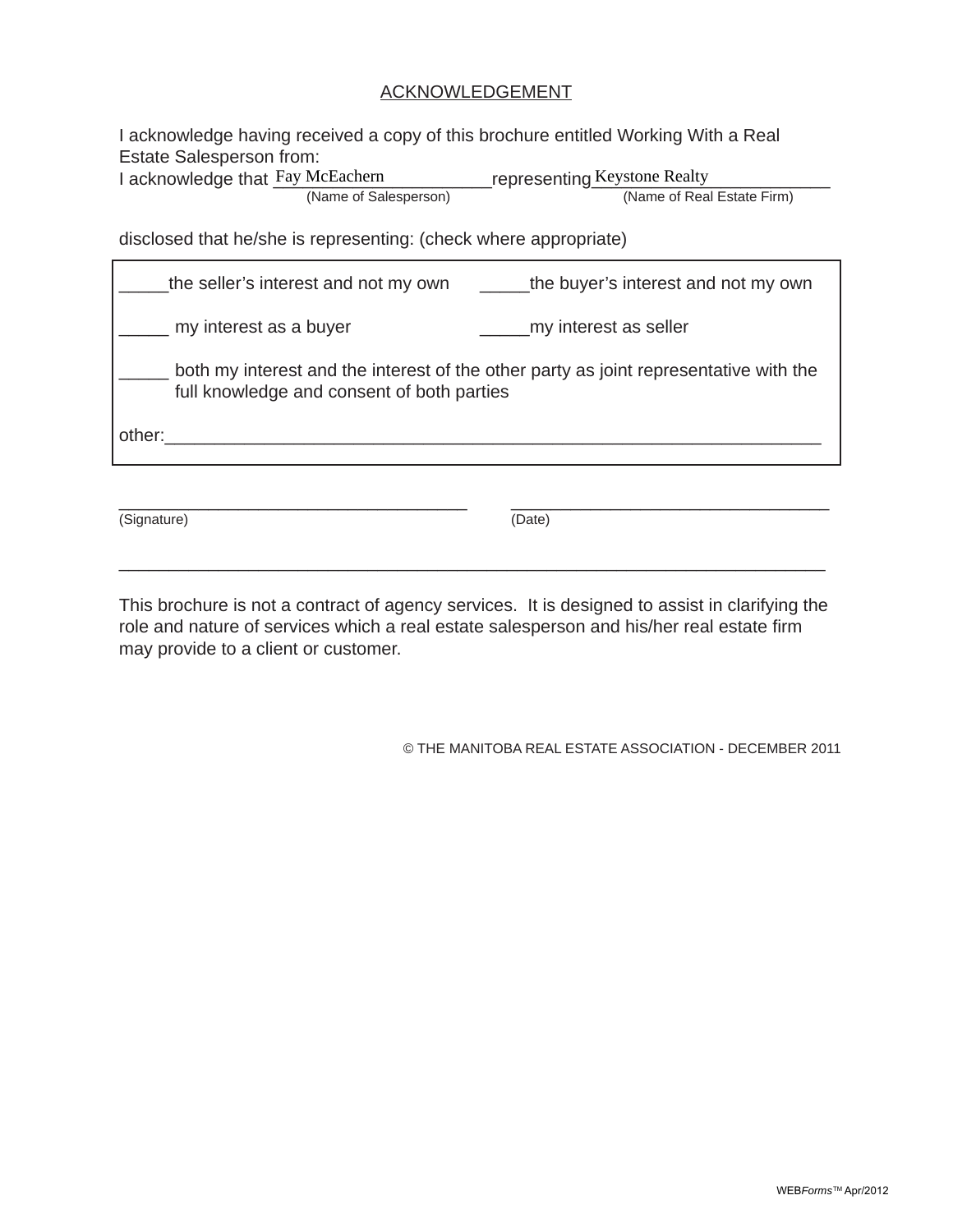ACKNOWLEDGEMENT

I acknowledge having received a copy of this brochure entitled Working With a Real Estate Salesperson from:

I acknowledge that Fay McEachern representing Keystone Realty
(Name of Salesperson) (Name of Real Estate Firm)

disclosed that he/she is representing: (check where appropriate)

_____the seller's interest and not my own _____the buyer's interest and not my own

_____ my interest as a buyer _____my interest as seller

_____ both my interest and the interest of the other party as joint representative with the full knowledge and consent of both parties

other:_________________________________________________________________

_________________________________ _________________________________
(Signature) (Date)

___________________________________________________________________________

This brochure is not a contract of agency services. It is designed to assist in clarifying the role and nature of services which a real estate salesperson and his/her real estate firm may provide to a client or customer.

© THE MANITOBA REAL ESTATE ASSOCIATION - DECEMBER 2011

WEB*Forms*™ Apr/2012